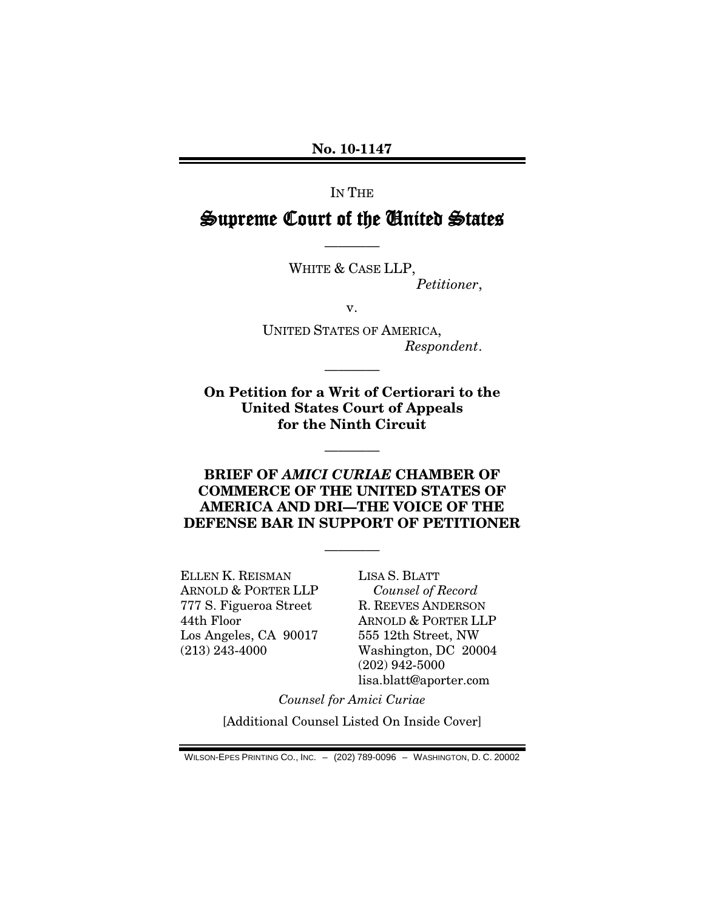**No. 10-1147**

IN THE

# Supreme Court of the United States

————

WHITE & CASE LLP,
*Petitioner*,

v.

UNITED STATES OF AMERICA,
*Respondent*.

————

**On Petition for a Writ of Certiorari to the United States Court of Appeals for the Ninth Circuit**

————

**BRIEF OF *AMICI CURIAE* CHAMBER OF COMMERCE OF THE UNITED STATES OF AMERICA AND DRI—THE VOICE OF THE DEFENSE BAR IN SUPPORT OF PETITIONER**

————

ELLEN K. REISMAN
ARNOLD & PORTER LLP
777 S. Figueroa Street
44th Floor
Los Angeles, CA 90017
(213) 243-4000

LISA S. BLATT
*Counsel of Record*
R. REEVES ANDERSON
ARNOLD & PORTER LLP
555 12th Street, NW
Washington, DC 20004
(202) 942-5000
lisa.blatt@aporter.com

*Counsel for Amici Curiae*

[Additional Counsel Listed On Inside Cover]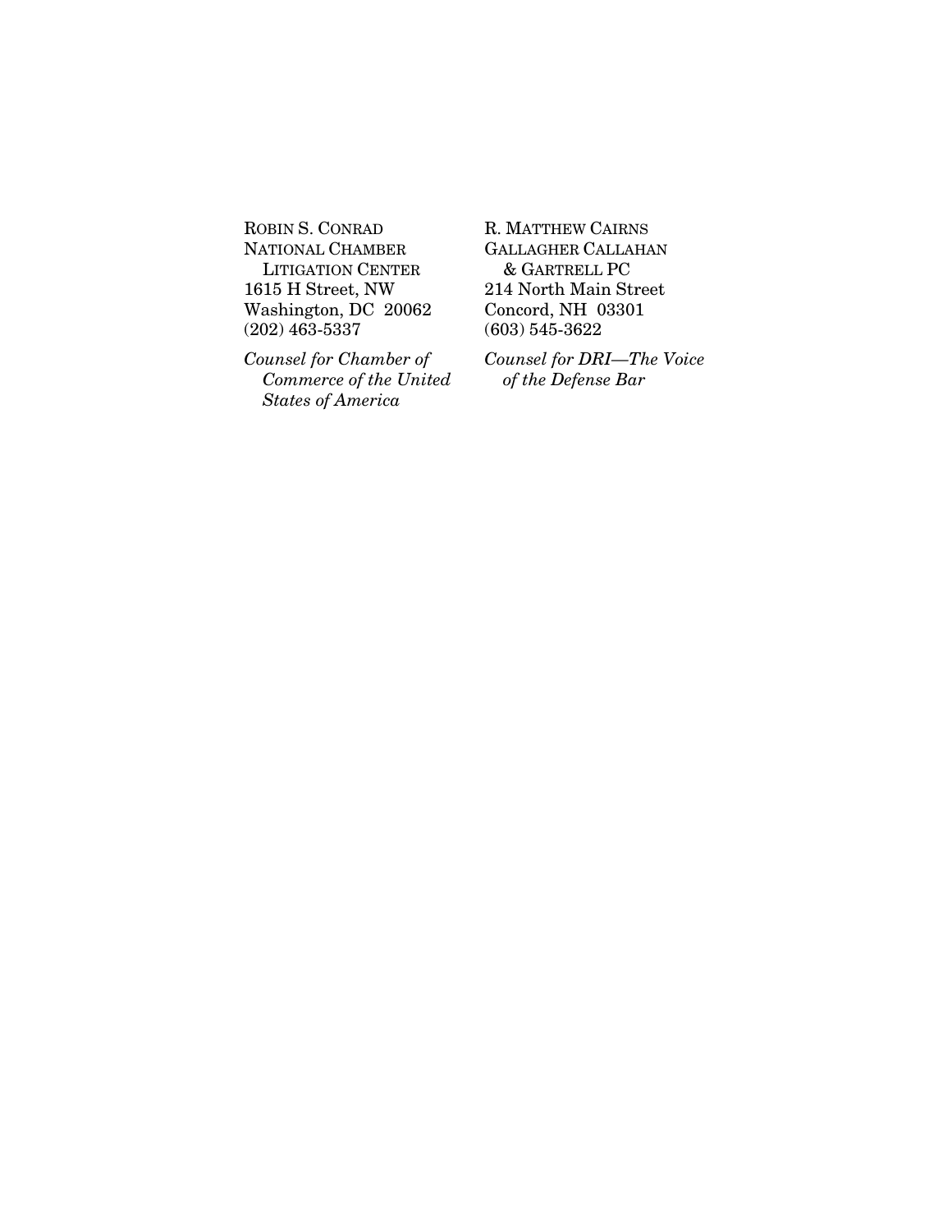ROBIN S. CONRAD
NATIONAL CHAMBER
LITIGATION CENTER
1615 H Street, NW
Washington, DC 20062
(202) 463-5337

*Counsel for Chamber of Commerce of the United States of America*

R. MATTHEW CAIRNS
GALLAGHER CALLAHAN
& GARTRELL PC
214 North Main Street
Concord, NH 03301
(603) 545-3622

*Counsel for DRI—The Voice of the Defense Bar*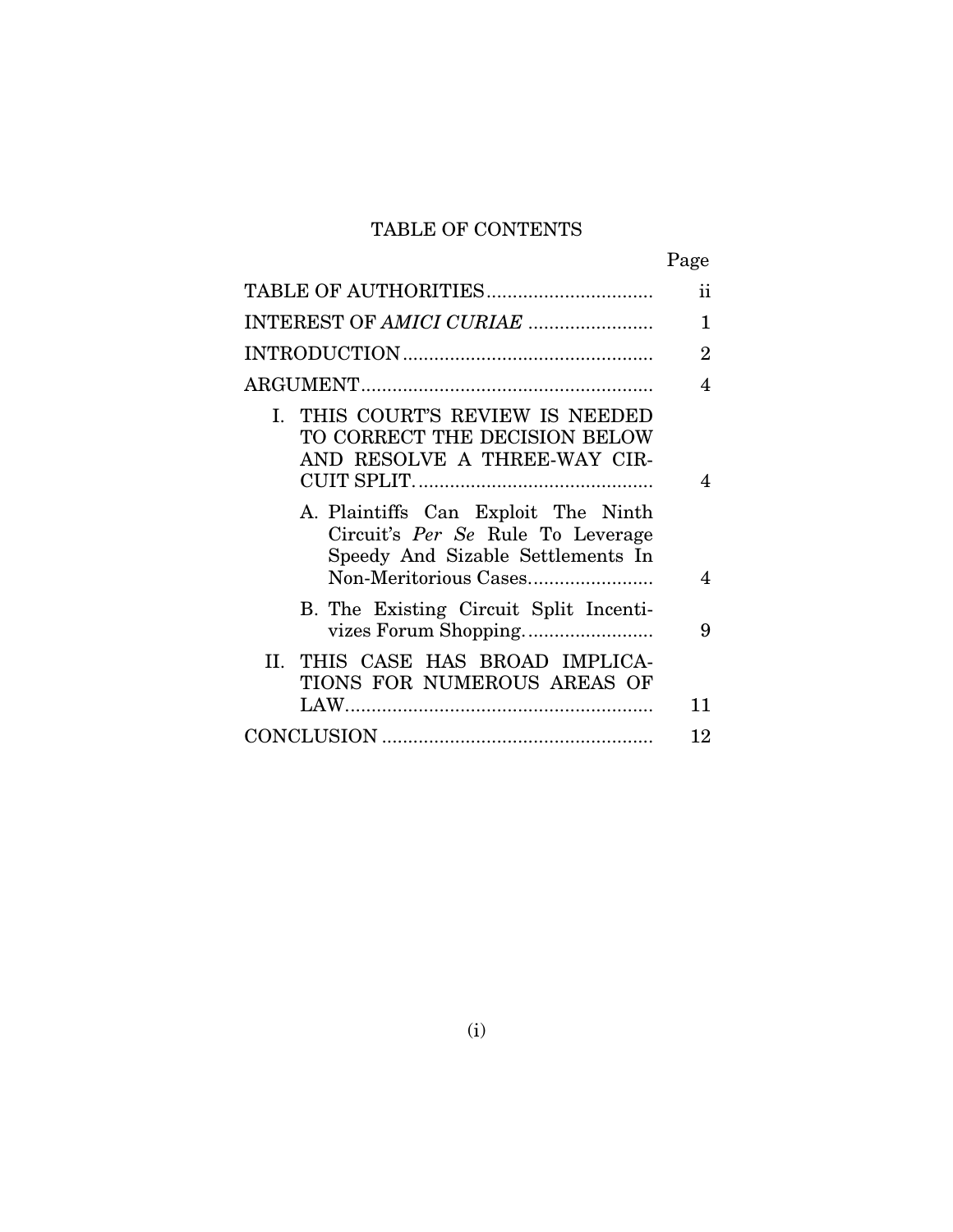# TABLE OF CONTENTS

| | Page |
|---|---|
| TABLE OF AUTHORITIES | ii |
| INTEREST OF *AMICI CURIAE* | 1 |
| INTRODUCTION | 2 |
| ARGUMENT | 4 |
| I. THIS COURT'S REVIEW IS NEEDED TO CORRECT THE DECISION BELOW AND RESOLVE A THREE-WAY CIRCUIT SPLIT. | 4 |
| A. Plaintiffs Can Exploit The Ninth Circuit's *Per Se* Rule To Leverage Speedy And Sizable Settlements In Non-Meritorious Cases | 4 |
| B. The Existing Circuit Split Incentivizes Forum Shopping. | 9 |
| II. THIS CASE HAS BROAD IMPLICATIONS FOR NUMEROUS AREAS OF LAW | 11 |
| CONCLUSION | 12 |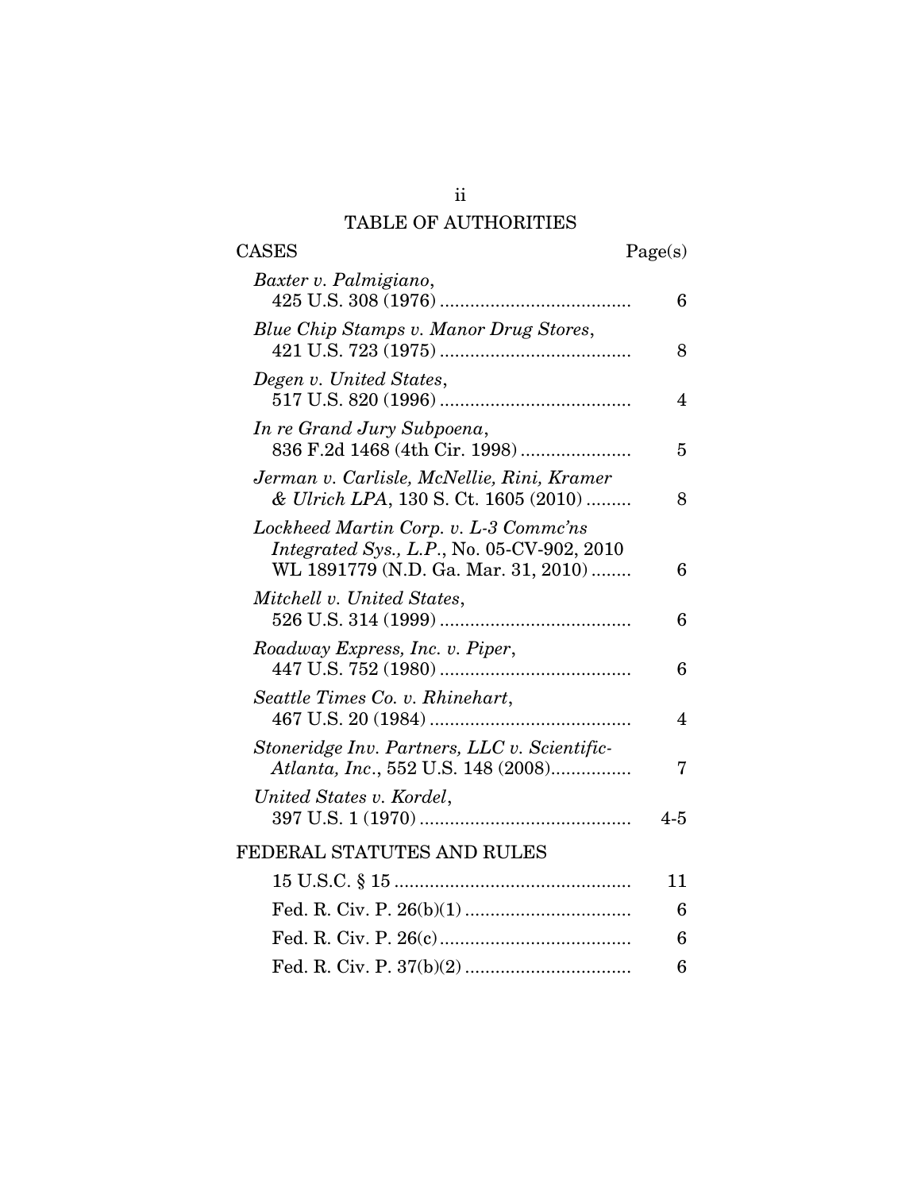# TABLE OF AUTHORITIES

| CASES | Page(s) |
|---|---|
| *Baxter v. Palmigiano*, 425 U.S. 308 (1976) | 6 |
| *Blue Chip Stamps v. Manor Drug Stores*, 421 U.S. 723 (1975) | 8 |
| *Degen v. United States*, 517 U.S. 820 (1996) | 4 |
| *In re Grand Jury Subpoena*, 836 F.2d 1468 (4th Cir. 1998) | 5 |
| *Jerman v. Carlisle, McNellie, Rini, Kramer & Ulrich LPA*, 130 S. Ct. 1605 (2010) | 8 |
| *Lockheed Martin Corp. v. L-3 Commc'ns Integrated Sys., L.P.*, No. 05-CV-902, 2010 WL 1891779 (N.D. Ga. Mar. 31, 2010) | 6 |
| *Mitchell v. United States*, 526 U.S. 314 (1999) | 6 |
| *Roadway Express, Inc. v. Piper*, 447 U.S. 752 (1980) | 6 |
| *Seattle Times Co. v. Rhinehart*, 467 U.S. 20 (1984) | 4 |
| *Stoneridge Inv. Partners, LLC v. Scientific-Atlanta, Inc.*, 552 U.S. 148 (2008) | 7 |
| *United States v. Kordel*, 397 U.S. 1 (1970) | 4-5 |

| FEDERAL STATUTES AND RULES | |
|---|---|
| 15 U.S.C. § 15 | 11 |
| Fed. R. Civ. P. 26(b)(1) | 6 |
| Fed. R. Civ. P. 26(c) | 6 |
| Fed. R. Civ. P. 37(b)(2) | 6 |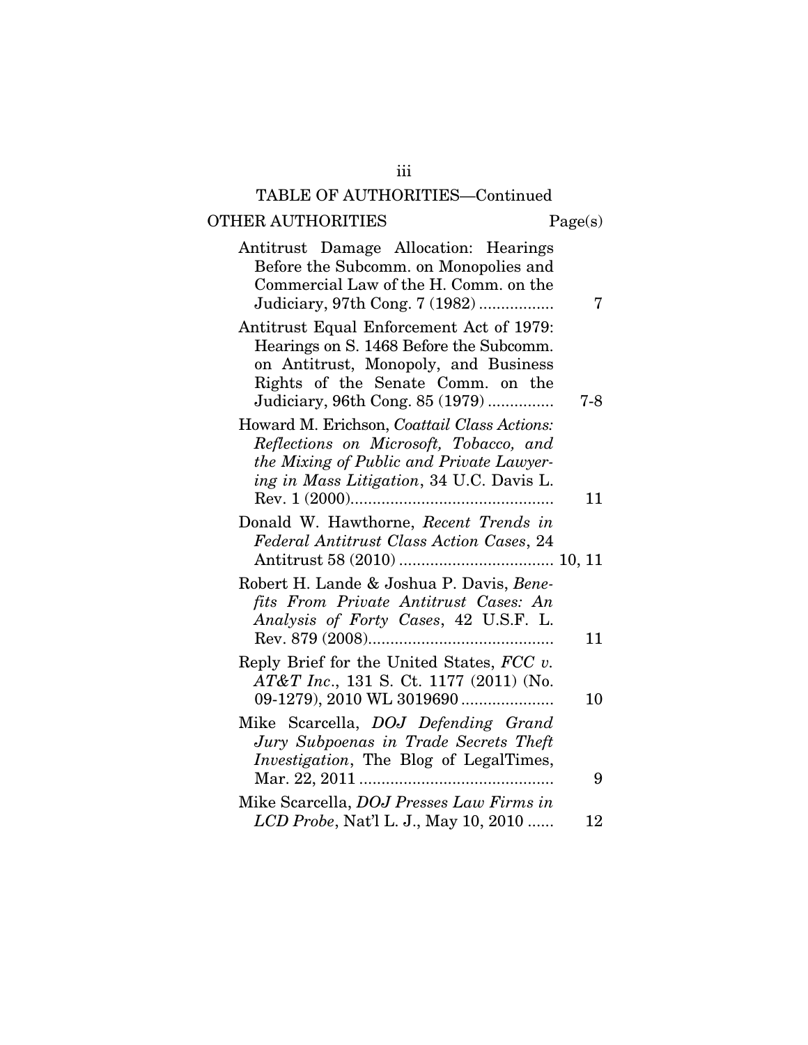## TABLE OF AUTHORITIES—Continued

| OTHER AUTHORITIES | Page(s) |
|---|---|
| Antitrust Damage Allocation: Hearings Before the Subcomm. on Monopolies and Commercial Law of the H. Comm. on the Judiciary, 97th Cong. 7 (1982) | 7 |
| Antitrust Equal Enforcement Act of 1979: Hearings on S. 1468 Before the Subcomm. on Antitrust, Monopoly, and Business Rights of the Senate Comm. on the Judiciary, 96th Cong. 85 (1979) | 7-8 |
| Howard M. Erichson, *Coattail Class Actions: Reflections on Microsoft, Tobacco, and the Mixing of Public and Private Lawyering in Mass Litigation*, 34 U.C. Davis L. Rev. 1 (2000) | 11 |
| Donald W. Hawthorne, *Recent Trends in Federal Antitrust Class Action Cases*, 24 Antitrust 58 (2010) | 10, 11 |
| Robert H. Lande & Joshua P. Davis, *Benefits From Private Antitrust Cases: An Analysis of Forty Cases*, 42 U.S.F. L. Rev. 879 (2008) | 11 |
| Reply Brief for the United States, *FCC v. AT&T Inc.*, 131 S. Ct. 1177 (2011) (No. 09-1279), 2010 WL 3019690 | 10 |
| Mike Scarcella, *DOJ Defending Grand Jury Subpoenas in Trade Secrets Theft Investigation*, The Blog of LegalTimes, Mar. 22, 2011 | 9 |
| Mike Scarcella, *DOJ Presses Law Firms in LCD Probe*, Nat'l L. J., May 10, 2010 | 12 |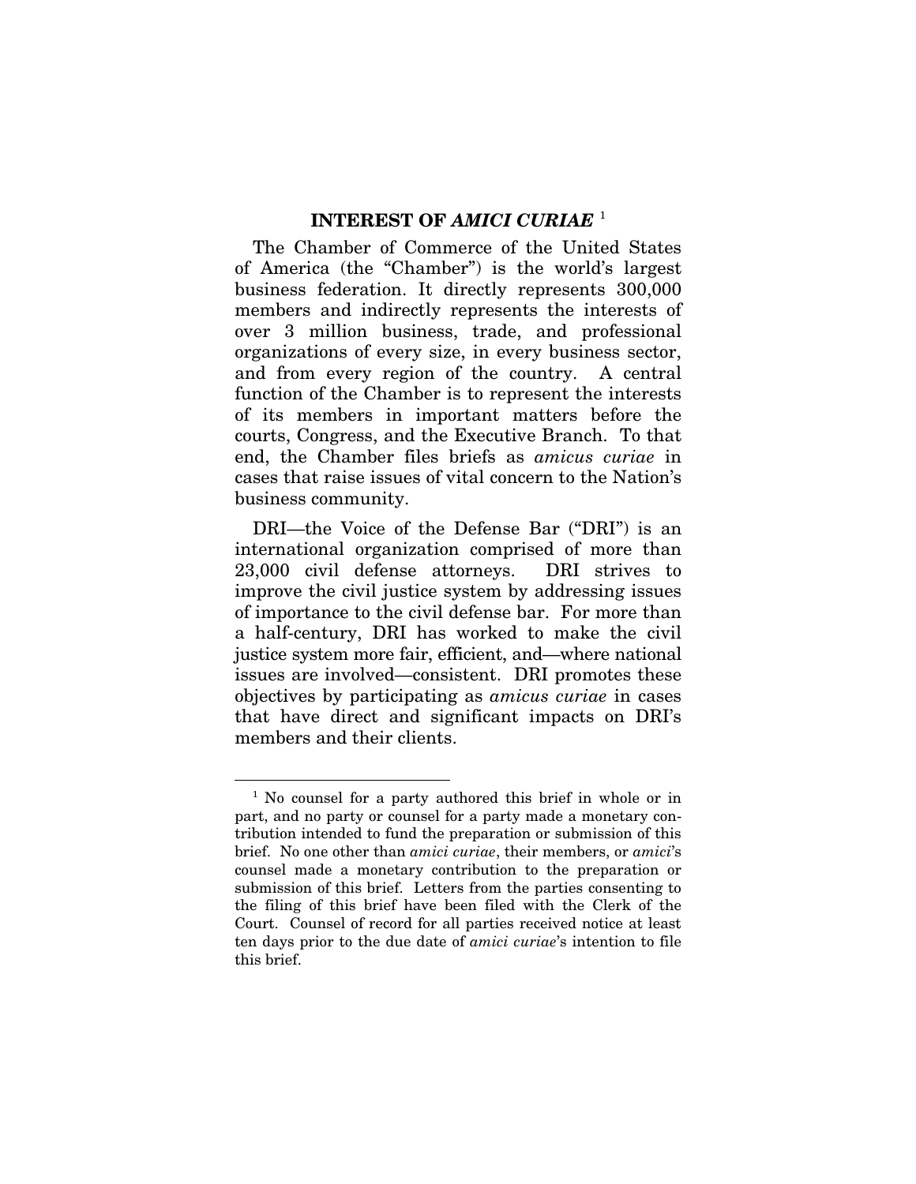## INTEREST OF *AMICI CURIAE* [1]

The Chamber of Commerce of the United States of America (the "Chamber") is the world's largest business federation. It directly represents 300,000 members and indirectly represents the interests of over 3 million business, trade, and professional organizations of every size, in every business sector, and from every region of the country. A central function of the Chamber is to represent the interests of its members in important matters before the courts, Congress, and the Executive Branch. To that end, the Chamber files briefs as *amicus curiae* in cases that raise issues of vital concern to the Nation's business community.

DRI—the Voice of the Defense Bar ("DRI") is an international organization comprised of more than 23,000 civil defense attorneys. DRI strives to improve the civil justice system by addressing issues of importance to the civil defense bar. For more than a half-century, DRI has worked to make the civil justice system more fair, efficient, and—where national issues are involved—consistent. DRI promotes these objectives by participating as *amicus curiae* in cases that have direct and significant impacts on DRI's members and their clients.

---

[1] No counsel for a party authored this brief in whole or in part, and no party or counsel for a party made a monetary contribution intended to fund the preparation or submission of this brief. No one other than *amici curiae*, their members, or *amici*'s counsel made a monetary contribution to the preparation or submission of this brief. Letters from the parties consenting to the filing of this brief have been filed with the Clerk of the Court. Counsel of record for all parties received notice at least ten days prior to the due date of *amici curiae*'s intention to file this brief.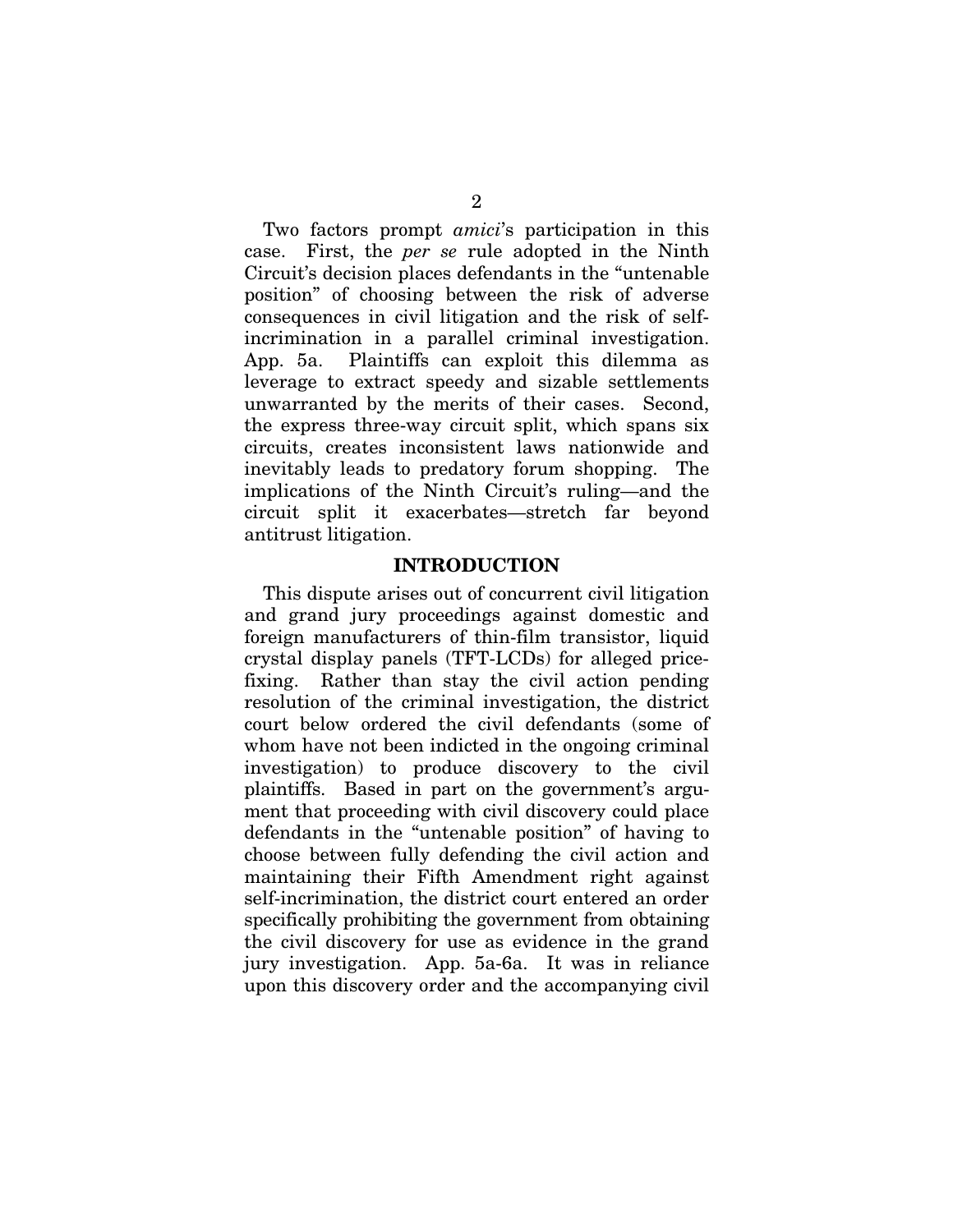Two factors prompt *amici*'s participation in this case. First, the *per se* rule adopted in the Ninth Circuit's decision places defendants in the "untenable position" of choosing between the risk of adverse consequences in civil litigation and the risk of self-incrimination in a parallel criminal investigation. App. 5a. Plaintiffs can exploit this dilemma as leverage to extract speedy and sizable settlements unwarranted by the merits of their cases. Second, the express three-way circuit split, which spans six circuits, creates inconsistent laws nationwide and inevitably leads to predatory forum shopping. The implications of the Ninth Circuit's ruling—and the circuit split it exacerbates—stretch far beyond antitrust litigation.

## INTRODUCTION

This dispute arises out of concurrent civil litigation and grand jury proceedings against domestic and foreign manufacturers of thin-film transistor, liquid crystal display panels (TFT-LCDs) for alleged price-fixing. Rather than stay the civil action pending resolution of the criminal investigation, the district court below ordered the civil defendants (some of whom have not been indicted in the ongoing criminal investigation) to produce discovery to the civil plaintiffs. Based in part on the government's argument that proceeding with civil discovery could place defendants in the "untenable position" of having to choose between fully defending the civil action and maintaining their Fifth Amendment right against self-incrimination, the district court entered an order specifically prohibiting the government from obtaining the civil discovery for use as evidence in the grand jury investigation. App. 5a-6a. It was in reliance upon this discovery order and the accompanying civil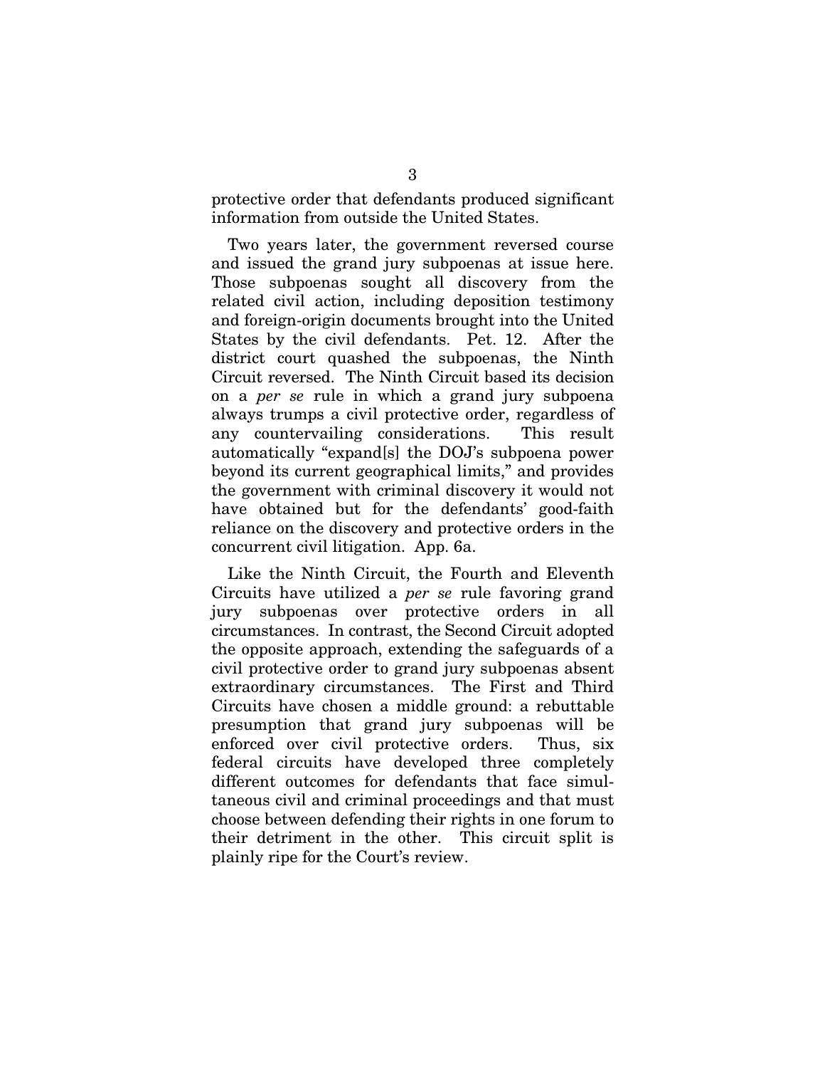protective order that defendants produced significant information from outside the United States.

Two years later, the government reversed course and issued the grand jury subpoenas at issue here. Those subpoenas sought all discovery from the related civil action, including deposition testimony and foreign-origin documents brought into the United States by the civil defendants. Pet. 12. After the district court quashed the subpoenas, the Ninth Circuit reversed. The Ninth Circuit based its decision on a *per se* rule in which a grand jury subpoena always trumps a civil protective order, regardless of any countervailing considerations. This result automatically "expand[s] the DOJ's subpoena power beyond its current geographical limits," and provides the government with criminal discovery it would not have obtained but for the defendants' good-faith reliance on the discovery and protective orders in the concurrent civil litigation. App. 6a.

Like the Ninth Circuit, the Fourth and Eleventh Circuits have utilized a *per se* rule favoring grand jury subpoenas over protective orders in all circumstances. In contrast, the Second Circuit adopted the opposite approach, extending the safeguards of a civil protective order to grand jury subpoenas absent extraordinary circumstances. The First and Third Circuits have chosen a middle ground: a rebuttable presumption that grand jury subpoenas will be enforced over civil protective orders. Thus, six federal circuits have developed three completely different outcomes for defendants that face simultaneous civil and criminal proceedings and that must choose between defending their rights in one forum to their detriment in the other. This circuit split is plainly ripe for the Court's review.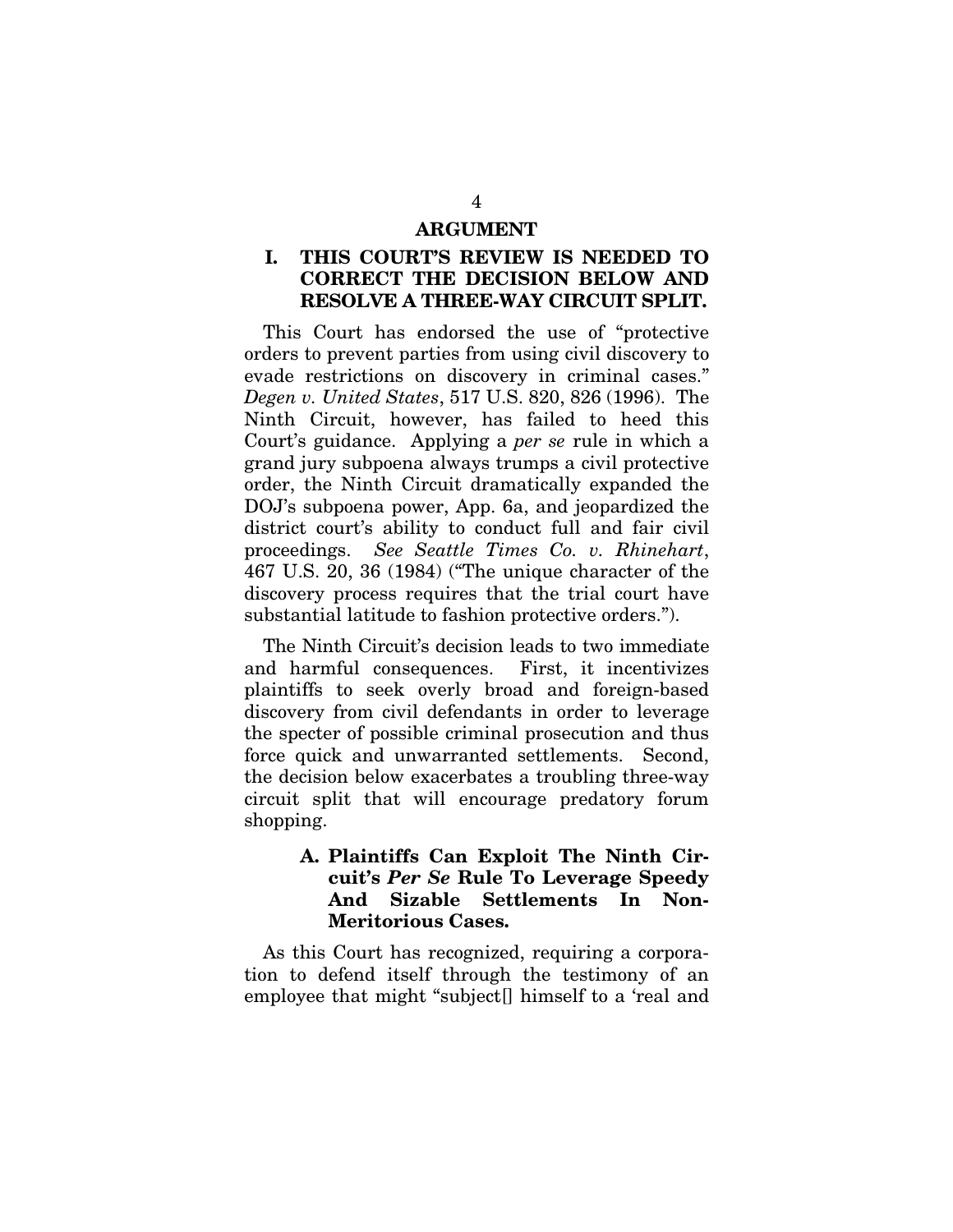## ARGUMENT

### I. THIS COURT'S REVIEW IS NEEDED TO CORRECT THE DECISION BELOW AND RESOLVE A THREE-WAY CIRCUIT SPLIT.

This Court has endorsed the use of "protective orders to prevent parties from using civil discovery to evade restrictions on discovery in criminal cases." *Degen v. United States*, 517 U.S. 820, 826 (1996). The Ninth Circuit, however, has failed to heed this Court's guidance. Applying a *per se* rule in which a grand jury subpoena always trumps a civil protective order, the Ninth Circuit dramatically expanded the DOJ's subpoena power, App. 6a, and jeopardized the district court's ability to conduct full and fair civil proceedings. *See Seattle Times Co. v. Rhinehart*, 467 U.S. 20, 36 (1984) ("The unique character of the discovery process requires that the trial court have substantial latitude to fashion protective orders.").

The Ninth Circuit's decision leads to two immediate and harmful consequences. First, it incentivizes plaintiffs to seek overly broad and foreign-based discovery from civil defendants in order to leverage the specter of possible criminal prosecution and thus force quick and unwarranted settlements. Second, the decision below exacerbates a troubling three-way circuit split that will encourage predatory forum shopping.

#### A. Plaintiffs Can Exploit The Ninth Circuit's *Per Se* Rule To Leverage Speedy And Sizable Settlements In Non-Meritorious Cases.

As this Court has recognized, requiring a corporation to defend itself through the testimony of an employee that might "subject[] himself to a 'real and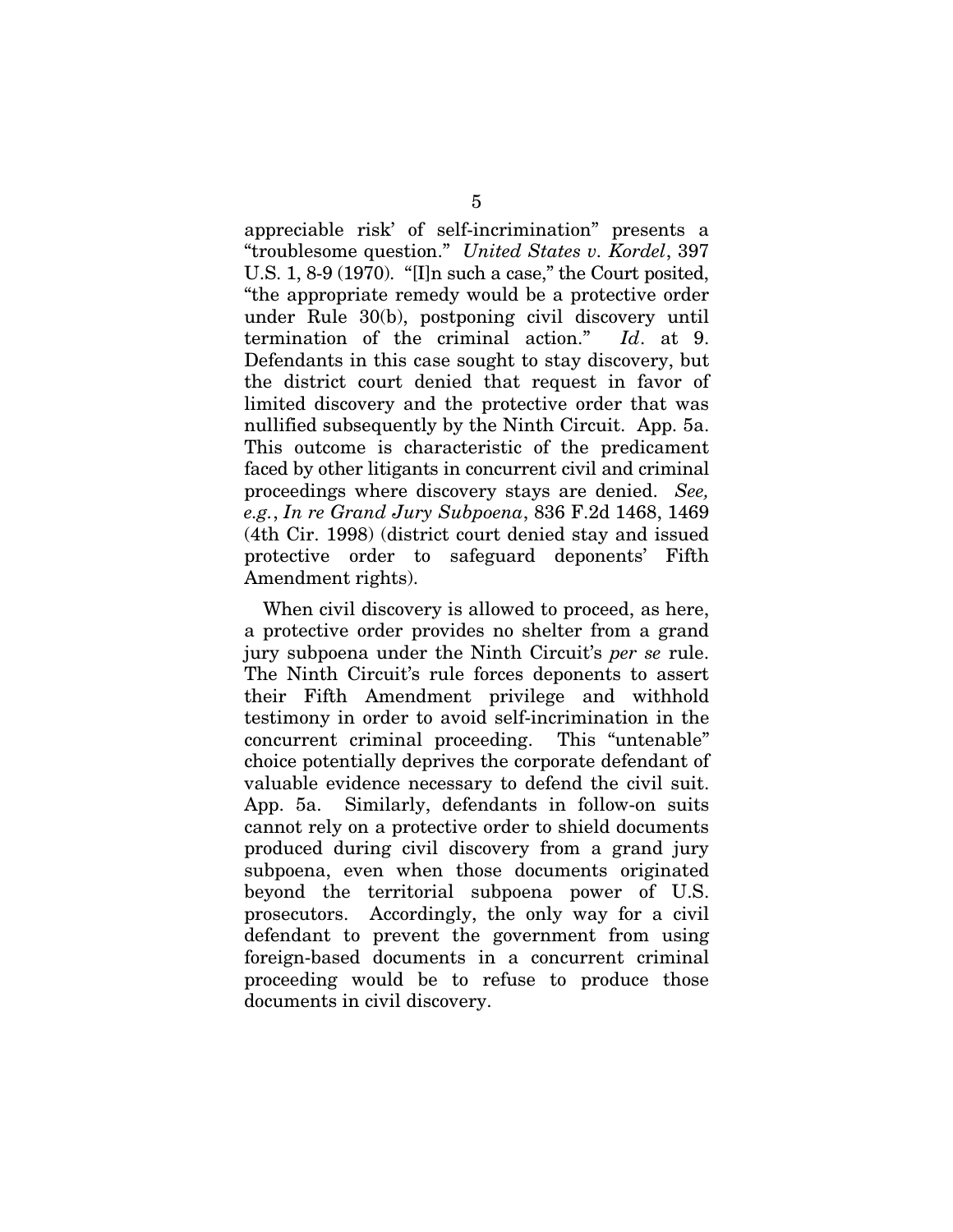appreciable risk' of self-incrimination" presents a "troublesome question." *United States v. Kordel*, 397 U.S. 1, 8-9 (1970). "[I]n such a case," the Court posited, "the appropriate remedy would be a protective order under Rule 30(b), postponing civil discovery until termination of the criminal action." *Id*. at 9. Defendants in this case sought to stay discovery, but the district court denied that request in favor of limited discovery and the protective order that was nullified subsequently by the Ninth Circuit. App. 5a. This outcome is characteristic of the predicament faced by other litigants in concurrent civil and criminal proceedings where discovery stays are denied. *See, e.g.*, *In re Grand Jury Subpoena*, 836 F.2d 1468, 1469 (4th Cir. 1998) (district court denied stay and issued protective order to safeguard deponents' Fifth Amendment rights).

When civil discovery is allowed to proceed, as here, a protective order provides no shelter from a grand jury subpoena under the Ninth Circuit's *per se* rule. The Ninth Circuit's rule forces deponents to assert their Fifth Amendment privilege and withhold testimony in order to avoid self-incrimination in the concurrent criminal proceeding. This "untenable" choice potentially deprives the corporate defendant of valuable evidence necessary to defend the civil suit. App. 5a. Similarly, defendants in follow-on suits cannot rely on a protective order to shield documents produced during civil discovery from a grand jury subpoena, even when those documents originated beyond the territorial subpoena power of U.S. prosecutors. Accordingly, the only way for a civil defendant to prevent the government from using foreign-based documents in a concurrent criminal proceeding would be to refuse to produce those documents in civil discovery.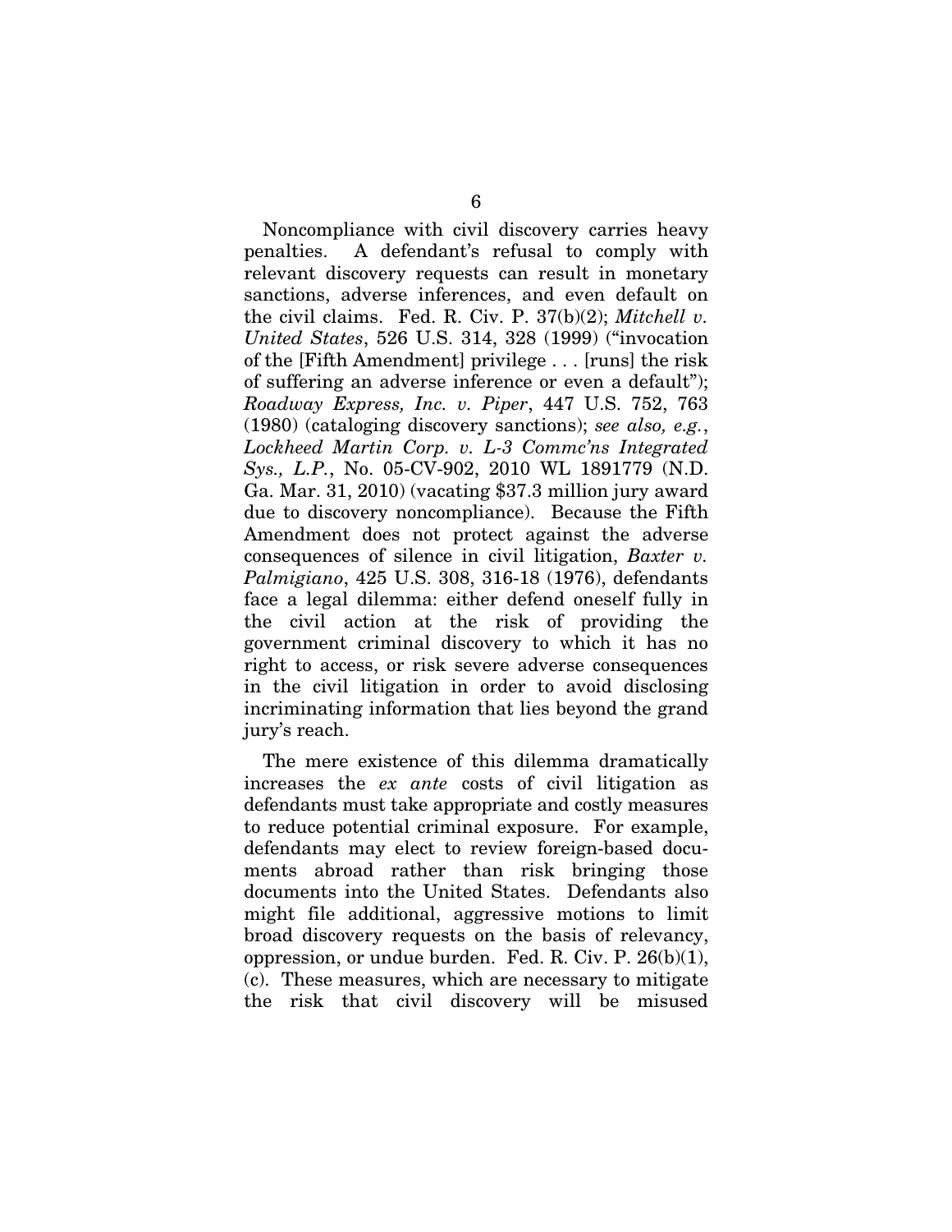Noncompliance with civil discovery carries heavy penalties. A defendant's refusal to comply with relevant discovery requests can result in monetary sanctions, adverse inferences, and even default on the civil claims. Fed. R. Civ. P. 37(b)(2); *Mitchell v. United States*, 526 U.S. 314, 328 (1999) ("invocation of the [Fifth Amendment] privilege . . . [runs] the risk of suffering an adverse inference or even a default"); *Roadway Express, Inc. v. Piper*, 447 U.S. 752, 763 (1980) (cataloging discovery sanctions); *see also, e.g.*, *Lockheed Martin Corp. v. L-3 Commc'ns Integrated Sys., L.P.*, No. 05-CV-902, 2010 WL 1891779 (N.D. Ga. Mar. 31, 2010) (vacating $37.3 million jury award due to discovery noncompliance). Because the Fifth Amendment does not protect against the adverse consequences of silence in civil litigation, *Baxter v. Palmigiano*, 425 U.S. 308, 316-18 (1976), defendants face a legal dilemma: either defend oneself fully in the civil action at the risk of providing the government criminal discovery to which it has no right to access, or risk severe adverse consequences in the civil litigation in order to avoid disclosing incriminating information that lies beyond the grand jury's reach.

The mere existence of this dilemma dramatically increases the *ex ante* costs of civil litigation as defendants must take appropriate and costly measures to reduce potential criminal exposure. For example, defendants may elect to review foreign-based documents abroad rather than risk bringing those documents into the United States. Defendants also might file additional, aggressive motions to limit broad discovery requests on the basis of relevancy, oppression, or undue burden. Fed. R. Civ. P. 26(b)(1), (c). These measures, which are necessary to mitigate the risk that civil discovery will be misused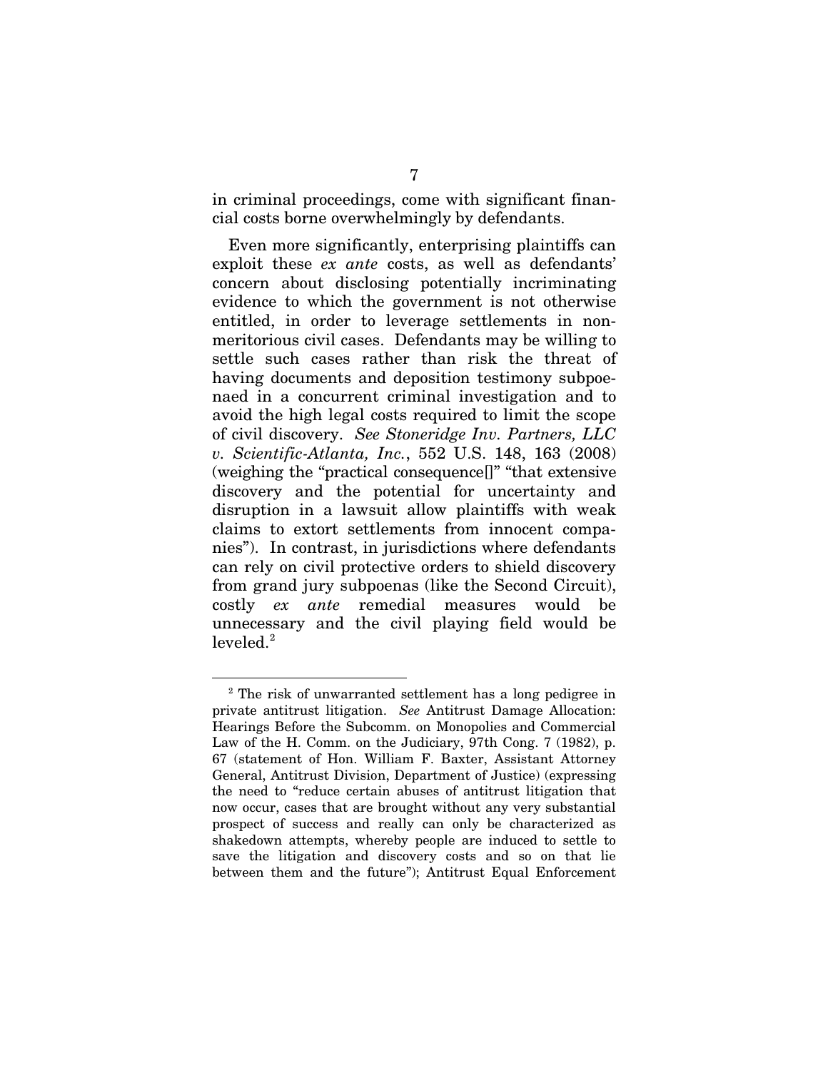in criminal proceedings, come with significant financial costs borne overwhelmingly by defendants.

Even more significantly, enterprising plaintiffs can exploit these *ex ante* costs, as well as defendants' concern about disclosing potentially incriminating evidence to which the government is not otherwise entitled, in order to leverage settlements in non-meritorious civil cases. Defendants may be willing to settle such cases rather than risk the threat of having documents and deposition testimony subpoenaed in a concurrent criminal investigation and to avoid the high legal costs required to limit the scope of civil discovery. *See Stoneridge Inv. Partners, LLC v. Scientific-Atlanta, Inc.*, 552 U.S. 148, 163 (2008) (weighing the "practical consequence[]" "that extensive discovery and the potential for uncertainty and disruption in a lawsuit allow plaintiffs with weak claims to extort settlements from innocent companies"). In contrast, in jurisdictions where defendants can rely on civil protective orders to shield discovery from grand jury subpoenas (like the Second Circuit), costly *ex ante* remedial measures would be unnecessary and the civil playing field would be leveled.[2]

---

[2] The risk of unwarranted settlement has a long pedigree in private antitrust litigation. *See* Antitrust Damage Allocation: Hearings Before the Subcomm. on Monopolies and Commercial Law of the H. Comm. on the Judiciary, 97th Cong. 7 (1982), p. 67 (statement of Hon. William F. Baxter, Assistant Attorney General, Antitrust Division, Department of Justice) (expressing the need to "reduce certain abuses of antitrust litigation that now occur, cases that are brought without any very substantial prospect of success and really can only be characterized as shakedown attempts, whereby people are induced to settle to save the litigation and discovery costs and so on that lie between them and the future"); Antitrust Equal Enforcement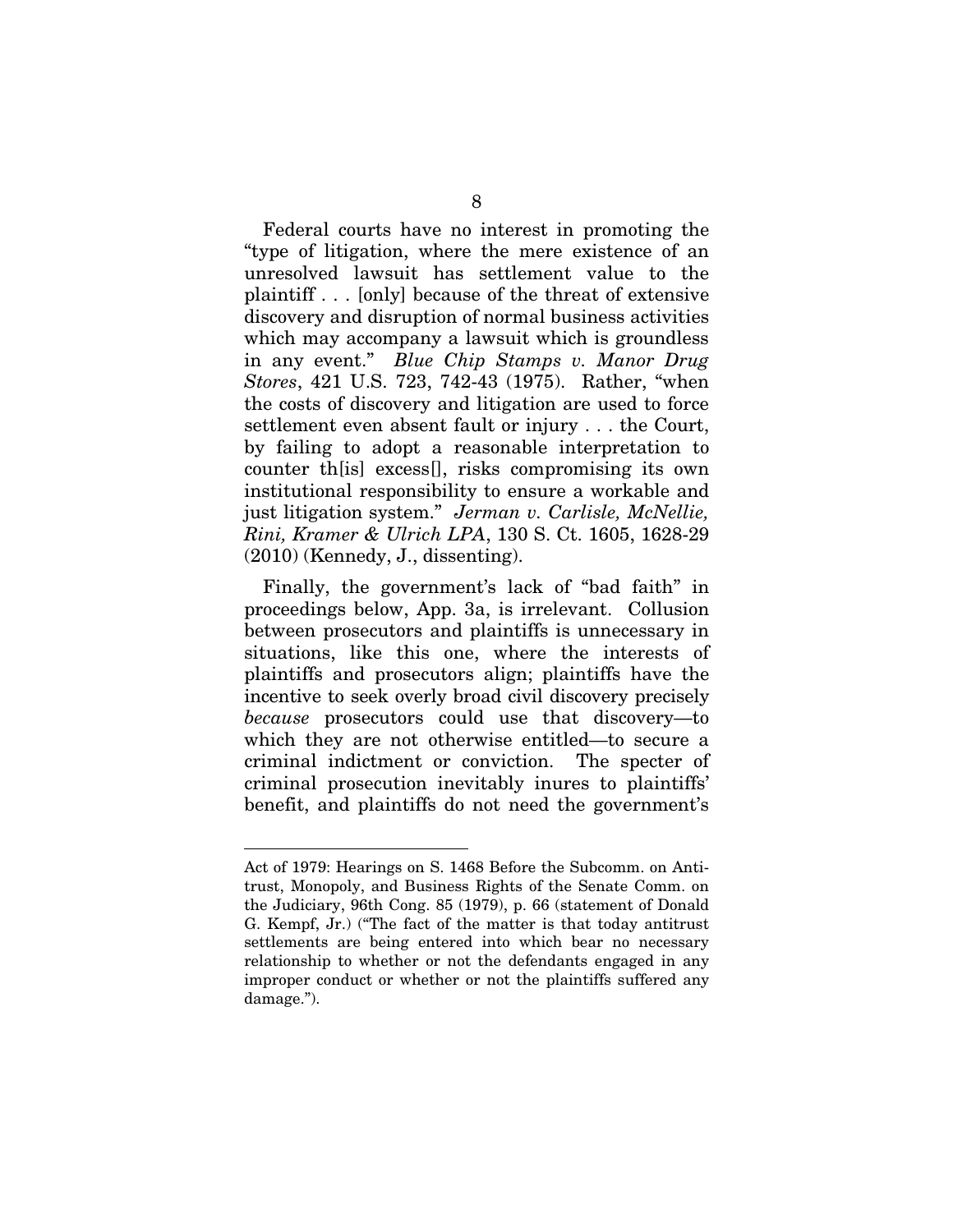Federal courts have no interest in promoting the "type of litigation, where the mere existence of an unresolved lawsuit has settlement value to the plaintiff . . . [only] because of the threat of extensive discovery and disruption of normal business activities which may accompany a lawsuit which is groundless in any event." *Blue Chip Stamps v. Manor Drug Stores*, 421 U.S. 723, 742-43 (1975). Rather, "when the costs of discovery and litigation are used to force settlement even absent fault or injury . . . the Court, by failing to adopt a reasonable interpretation to counter th[is] excess[], risks compromising its own institutional responsibility to ensure a workable and just litigation system." *Jerman v. Carlisle, McNellie, Rini, Kramer & Ulrich LPA*, 130 S. Ct. 1605, 1628-29 (2010) (Kennedy, J., dissenting).

Finally, the government's lack of "bad faith" in proceedings below, App. 3a, is irrelevant. Collusion between prosecutors and plaintiffs is unnecessary in situations, like this one, where the interests of plaintiffs and prosecutors align; plaintiffs have the incentive to seek overly broad civil discovery precisely *because* prosecutors could use that discovery—to which they are not otherwise entitled—to secure a criminal indictment or conviction. The specter of criminal prosecution inevitably inures to plaintiffs' benefit, and plaintiffs do not need the government's

---

Act of 1979: Hearings on S. 1468 Before the Subcomm. on Antitrust, Monopoly, and Business Rights of the Senate Comm. on the Judiciary, 96th Cong. 85 (1979), p. 66 (statement of Donald G. Kempf, Jr.) ("The fact of the matter is that today antitrust settlements are being entered into which bear no necessary relationship to whether or not the defendants engaged in any improper conduct or whether or not the plaintiffs suffered any damage.").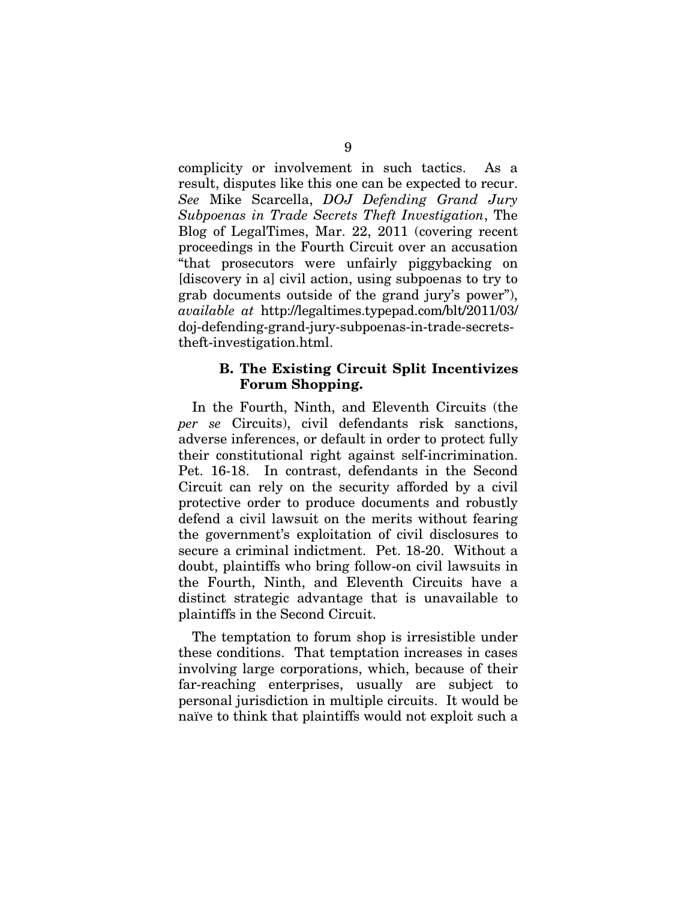complicity or involvement in such tactics. As a result, disputes like this one can be expected to recur. *See* Mike Scarcella, *DOJ Defending Grand Jury Subpoenas in Trade Secrets Theft Investigation*, The Blog of LegalTimes, Mar. 22, 2011 (covering recent proceedings in the Fourth Circuit over an accusation "that prosecutors were unfairly piggybacking on [discovery in a] civil action, using subpoenas to try to grab documents outside of the grand jury's power"), *available at* http://legaltimes.typepad.com/blt/2011/03/doj-defending-grand-jury-subpoenas-in-trade-secrets-theft-investigation.html.

### B. The Existing Circuit Split Incentivizes Forum Shopping.

In the Fourth, Ninth, and Eleventh Circuits (the *per se* Circuits), civil defendants risk sanctions, adverse inferences, or default in order to protect fully their constitutional right against self-incrimination. Pet. 16-18. In contrast, defendants in the Second Circuit can rely on the security afforded by a civil protective order to produce documents and robustly defend a civil lawsuit on the merits without fearing the government's exploitation of civil disclosures to secure a criminal indictment. Pet. 18-20. Without a doubt, plaintiffs who bring follow-on civil lawsuits in the Fourth, Ninth, and Eleventh Circuits have a distinct strategic advantage that is unavailable to plaintiffs in the Second Circuit.

The temptation to forum shop is irresistible under these conditions. That temptation increases in cases involving large corporations, which, because of their far-reaching enterprises, usually are subject to personal jurisdiction in multiple circuits. It would be naïve to think that plaintiffs would not exploit such a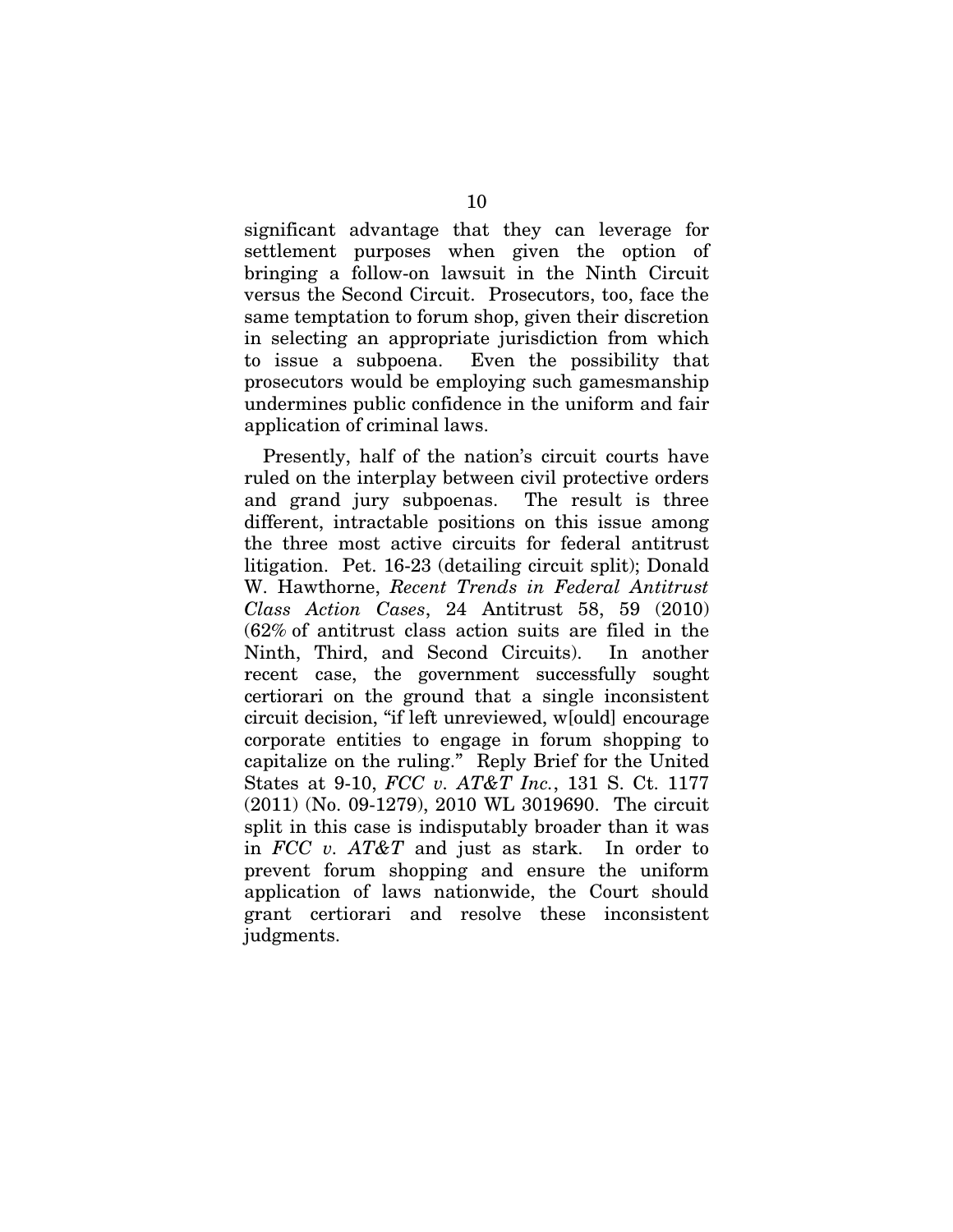significant advantage that they can leverage for settlement purposes when given the option of bringing a follow-on lawsuit in the Ninth Circuit versus the Second Circuit. Prosecutors, too, face the same temptation to forum shop, given their discretion in selecting an appropriate jurisdiction from which to issue a subpoena. Even the possibility that prosecutors would be employing such gamesmanship undermines public confidence in the uniform and fair application of criminal laws.

Presently, half of the nation's circuit courts have ruled on the interplay between civil protective orders and grand jury subpoenas. The result is three different, intractable positions on this issue among the three most active circuits for federal antitrust litigation. Pet. 16-23 (detailing circuit split); Donald W. Hawthorne, *Recent Trends in Federal Antitrust Class Action Cases*, 24 Antitrust 58, 59 (2010) (62% of antitrust class action suits are filed in the Ninth, Third, and Second Circuits). In another recent case, the government successfully sought certiorari on the ground that a single inconsistent circuit decision, "if left unreviewed, w[ould] encourage corporate entities to engage in forum shopping to capitalize on the ruling." Reply Brief for the United States at 9-10, *FCC v. AT&T Inc.*, 131 S. Ct. 1177 (2011) (No. 09-1279), 2010 WL 3019690. The circuit split in this case is indisputably broader than it was in *FCC v. AT&T* and just as stark. In order to prevent forum shopping and ensure the uniform application of laws nationwide, the Court should grant certiorari and resolve these inconsistent judgments.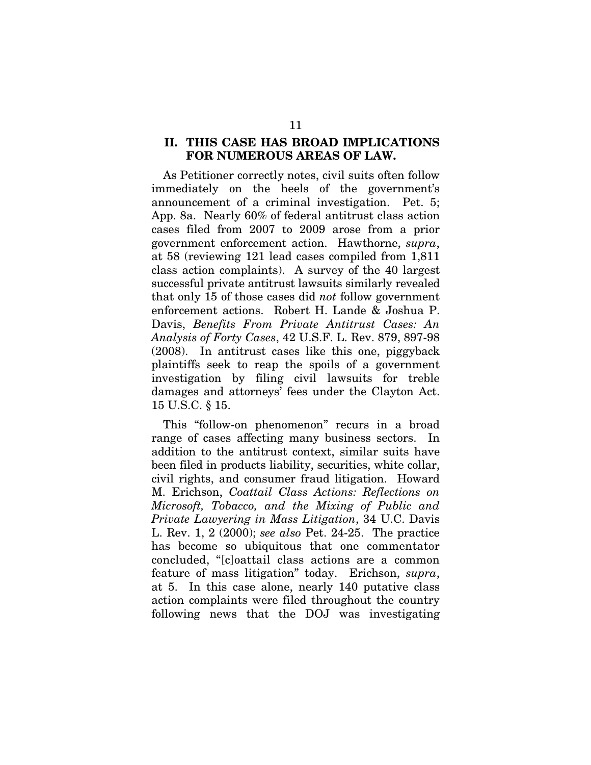## II. THIS CASE HAS BROAD IMPLICATIONS FOR NUMEROUS AREAS OF LAW.

As Petitioner correctly notes, civil suits often follow immediately on the heels of the government's announcement of a criminal investigation. Pet. 5; App. 8a. Nearly 60% of federal antitrust class action cases filed from 2007 to 2009 arose from a prior government enforcement action. Hawthorne, *supra*, at 58 (reviewing 121 lead cases compiled from 1,811 class action complaints). A survey of the 40 largest successful private antitrust lawsuits similarly revealed that only 15 of those cases did *not* follow government enforcement actions. Robert H. Lande & Joshua P. Davis, *Benefits From Private Antitrust Cases: An Analysis of Forty Cases*, 42 U.S.F. L. Rev. 879, 897-98 (2008). In antitrust cases like this one, piggyback plaintiffs seek to reap the spoils of a government investigation by filing civil lawsuits for treble damages and attorneys' fees under the Clayton Act. 15 U.S.C. § 15.

This "follow-on phenomenon" recurs in a broad range of cases affecting many business sectors. In addition to the antitrust context, similar suits have been filed in products liability, securities, white collar, civil rights, and consumer fraud litigation. Howard M. Erichson, *Coattail Class Actions: Reflections on Microsoft, Tobacco, and the Mixing of Public and Private Lawyering in Mass Litigation*, 34 U.C. Davis L. Rev. 1, 2 (2000); *see also* Pet. 24-25. The practice has become so ubiquitous that one commentator concluded, "[c]oattail class actions are a common feature of mass litigation" today. Erichson, *supra*, at 5. In this case alone, nearly 140 putative class action complaints were filed throughout the country following news that the DOJ was investigating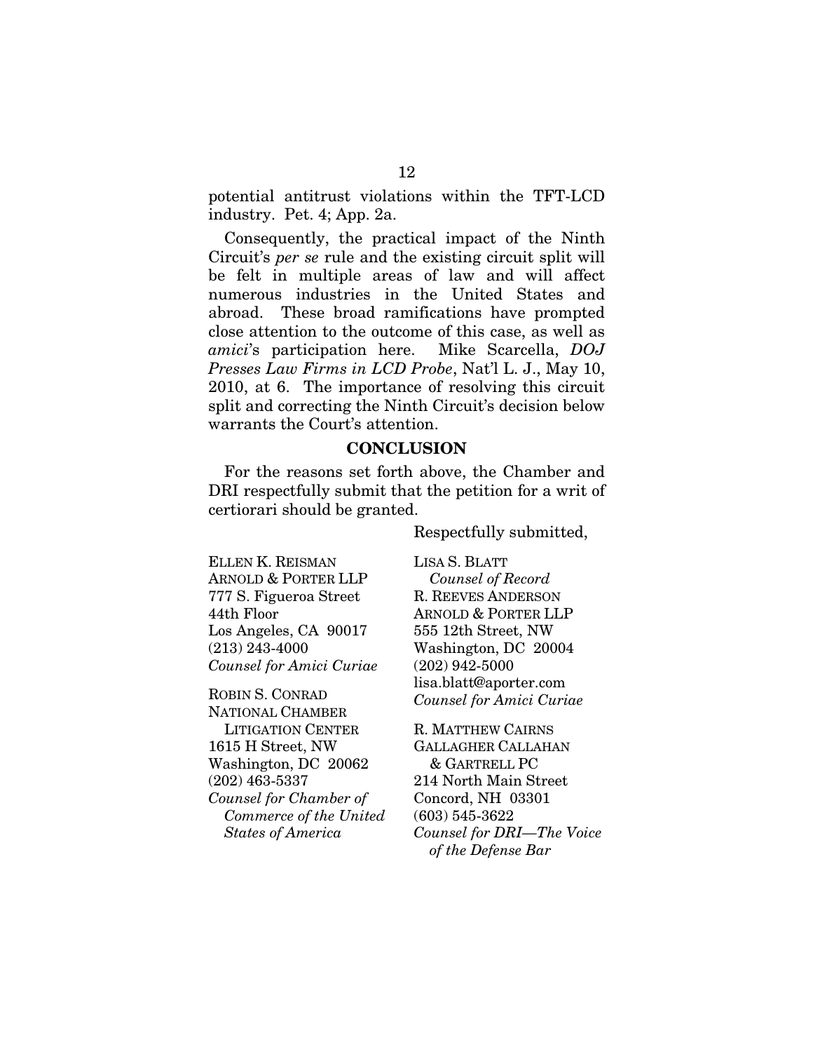potential antitrust violations within the TFT-LCD industry. Pet. 4; App. 2a.

Consequently, the practical impact of the Ninth Circuit's *per se* rule and the existing circuit split will be felt in multiple areas of law and will affect numerous industries in the United States and abroad. These broad ramifications have prompted close attention to the outcome of this case, as well as *amici*'s participation here. Mike Scarcella, *DOJ Presses Law Firms in LCD Probe*, Nat'l L. J., May 10, 2010, at 6. The importance of resolving this circuit split and correcting the Ninth Circuit's decision below warrants the Court's attention.

## CONCLUSION

For the reasons set forth above, the Chamber and DRI respectfully submit that the petition for a writ of certiorari should be granted.

Respectfully submitted,

LISA S. BLATT
*Counsel of Record*
R. REEVES ANDERSON
ARNOLD & PORTER LLP
555 12th Street, NW
Washington, DC 20004
(202) 942-5000
lisa.blatt@aporter.com
*Counsel for Amici Curiae*

ELLEN K. REISMAN
ARNOLD & PORTER LLP
777 S. Figueroa Street
44th Floor
Los Angeles, CA 90017
(213) 243-4000
*Counsel for Amici Curiae*

ROBIN S. CONRAD
NATIONAL CHAMBER LITIGATION CENTER
1615 H Street, NW
Washington, DC 20062
(202) 463-5337
*Counsel for Chamber of Commerce of the United States of America*

R. MATTHEW CAIRNS
GALLAGHER CALLAHAN & GARTRELL PC
214 North Main Street
Concord, NH 03301
(603) 545-3622
*Counsel for DRI—The Voice of the Defense Bar*